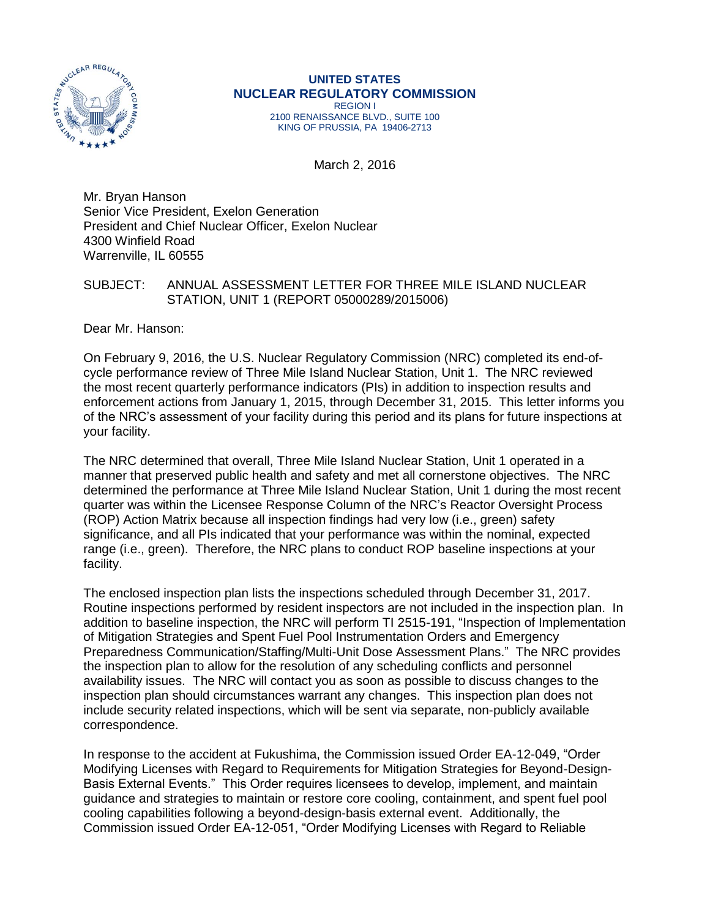**UNITED STATES**
**NUCLEAR REGULATORY COMMISSION**
REGION I
2100 RENAISSANCE BLVD., SUITE 100
KING OF PRUSSIA, PA 19406-2713

March 2, 2016

Mr. Bryan Hanson
Senior Vice President, Exelon Generation
President and Chief Nuclear Officer, Exelon Nuclear
4300 Winfield Road
Warrenville, IL 60555

SUBJECT: ANNUAL ASSESSMENT LETTER FOR THREE MILE ISLAND NUCLEAR STATION, UNIT 1 (REPORT 05000289/2015006)

Dear Mr. Hanson:

On February 9, 2016, the U.S. Nuclear Regulatory Commission (NRC) completed its end-of-cycle performance review of Three Mile Island Nuclear Station, Unit 1. The NRC reviewed the most recent quarterly performance indicators (PIs) in addition to inspection results and enforcement actions from January 1, 2015, through December 31, 2015. This letter informs you of the NRC's assessment of your facility during this period and its plans for future inspections at your facility.

The NRC determined that overall, Three Mile Island Nuclear Station, Unit 1 operated in a manner that preserved public health and safety and met all cornerstone objectives. The NRC determined the performance at Three Mile Island Nuclear Station, Unit 1 during the most recent quarter was within the Licensee Response Column of the NRC's Reactor Oversight Process (ROP) Action Matrix because all inspection findings had very low (i.e., green) safety significance, and all PIs indicated that your performance was within the nominal, expected range (i.e., green). Therefore, the NRC plans to conduct ROP baseline inspections at your facility.

The enclosed inspection plan lists the inspections scheduled through December 31, 2017. Routine inspections performed by resident inspectors are not included in the inspection plan. In addition to baseline inspection, the NRC will perform TI 2515-191, "Inspection of Implementation of Mitigation Strategies and Spent Fuel Pool Instrumentation Orders and Emergency Preparedness Communication/Staffing/Multi-Unit Dose Assessment Plans." The NRC provides the inspection plan to allow for the resolution of any scheduling conflicts and personnel availability issues. The NRC will contact you as soon as possible to discuss changes to the inspection plan should circumstances warrant any changes. This inspection plan does not include security related inspections, which will be sent via separate, non-publicly available correspondence.

In response to the accident at Fukushima, the Commission issued Order EA-12-049, "Order Modifying Licenses with Regard to Requirements for Mitigation Strategies for Beyond-Design-Basis External Events." This Order requires licensees to develop, implement, and maintain guidance and strategies to maintain or restore core cooling, containment, and spent fuel pool cooling capabilities following a beyond-design-basis external event. Additionally, the Commission issued Order EA-12-051, "Order Modifying Licenses with Regard to Reliable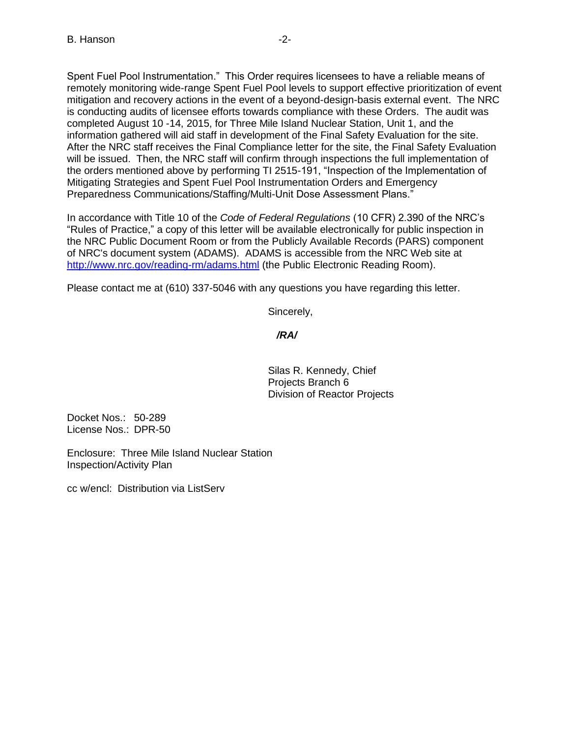Spent Fuel Pool Instrumentation." This Order requires licensees to have a reliable means of remotely monitoring wide-range Spent Fuel Pool levels to support effective prioritization of event mitigation and recovery actions in the event of a beyond-design-basis external event. The NRC is conducting audits of licensee efforts towards compliance with these Orders. The audit was completed August 10 -14, 2015, for Three Mile Island Nuclear Station, Unit 1, and the information gathered will aid staff in development of the Final Safety Evaluation for the site. After the NRC staff receives the Final Compliance letter for the site, the Final Safety Evaluation will be issued. Then, the NRC staff will confirm through inspections the full implementation of the orders mentioned above by performing TI 2515-191, "Inspection of the Implementation of Mitigating Strategies and Spent Fuel Pool Instrumentation Orders and Emergency Preparedness Communications/Staffing/Multi-Unit Dose Assessment Plans."

In accordance with Title 10 of the *Code of Federal Regulations* (10 CFR) 2.390 of the NRC's "Rules of Practice," a copy of this letter will be available electronically for public inspection in the NRC Public Document Room or from the Publicly Available Records (PARS) component of NRC's document system (ADAMS). ADAMS is accessible from the NRC Web site at http://www.nrc.gov/reading-rm/adams.html (the Public Electronic Reading Room).

Please contact me at (610) 337-5046 with any questions you have regarding this letter.

Sincerely,

***/RA/***

Silas R. Kennedy, Chief
Projects Branch 6
Division of Reactor Projects

Docket Nos.: 50-289
License Nos.: DPR-50

Enclosure: Three Mile Island Nuclear Station
Inspection/Activity Plan

cc w/encl: Distribution via ListServ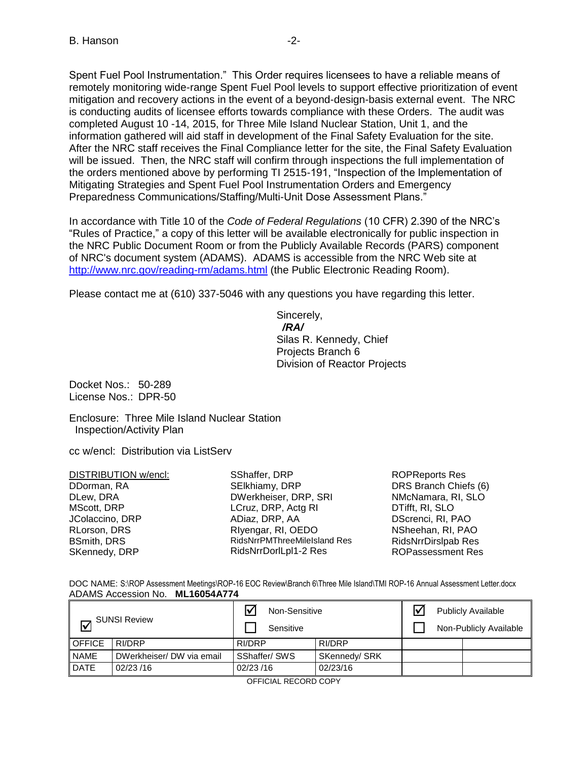Spent Fuel Pool Instrumentation." This Order requires licensees to have a reliable means of remotely monitoring wide-range Spent Fuel Pool levels to support effective prioritization of event mitigation and recovery actions in the event of a beyond-design-basis external event. The NRC is conducting audits of licensee efforts towards compliance with these Orders. The audit was completed August 10 -14, 2015, for Three Mile Island Nuclear Station, Unit 1, and the information gathered will aid staff in development of the Final Safety Evaluation for the site. After the NRC staff receives the Final Compliance letter for the site, the Final Safety Evaluation will be issued. Then, the NRC staff will confirm through inspections the full implementation of the orders mentioned above by performing TI 2515-191, "Inspection of the Implementation of Mitigating Strategies and Spent Fuel Pool Instrumentation Orders and Emergency Preparedness Communications/Staffing/Multi-Unit Dose Assessment Plans."

In accordance with Title 10 of the *Code of Federal Regulations* (10 CFR) 2.390 of the NRC's "Rules of Practice," a copy of this letter will be available electronically for public inspection in the NRC Public Document Room or from the Publicly Available Records (PARS) component of NRC's document system (ADAMS). ADAMS is accessible from the NRC Web site at http://www.nrc.gov/reading-rm/adams.html (the Public Electronic Reading Room).

Please contact me at (610) 337-5046 with any questions you have regarding this letter.

Sincerely,
***/RA/***
Silas R. Kennedy, Chief
Projects Branch 6
Division of Reactor Projects

Docket Nos.: 50-289
License Nos.: DPR-50

Enclosure: Three Mile Island Nuclear Station Inspection/Activity Plan

cc w/encl: Distribution via ListServ

DISTRIBUTION w/encl:
DDorman, RA
DLew, DRA
MScott, DRP
JColaccino, DRP
RLorson, DRS
BSmith, DRS
SKennedy, DRP
SShaffer, DRP
SElkhiamy, DRP
DWerkheiser, DRP, SRI
LCruz, DRP, Actg RI
ADiaz, DRP, AA
RIyengar, RI, OEDO
RidsNrrPMThreeMileIsland Res
RidsNrrDorlLpl1-2 Res
ROPReports Res
DRS Branch Chiefs (6)
NMcNamara, RI, SLO
DTifft, RI, SLO
DScrenci, RI, PAO
NSheehan, RI, PAO
RidsNrrDirslpab Res
ROPassessment Res

DOC NAME: S:\ROP Assessment Meetings\ROP-16 EOC Review\Branch 6\Three Mile Island\TMI ROP-16 Annual Assessment Letter.docx
ADAMS Accession No. **ML16054A774**

| ☑ SUNSI Review | | ☑ Non-Sensitive ☐ Sensitive | | ☑ Publicly Available ☐ Non-Publicly Available | |
|---|---|---|---|---|---|
| OFFICE | RI/DRP | RI/DRP | RI/DRP | | |
| NAME | DWerkheiser/ DW via email | SShaffer/ SWS | SKennedy/ SRK | | |
| DATE | 02/23 /16 | 02/23 /16 | 02/23/16 | | |

OFFICIAL RECORD COPY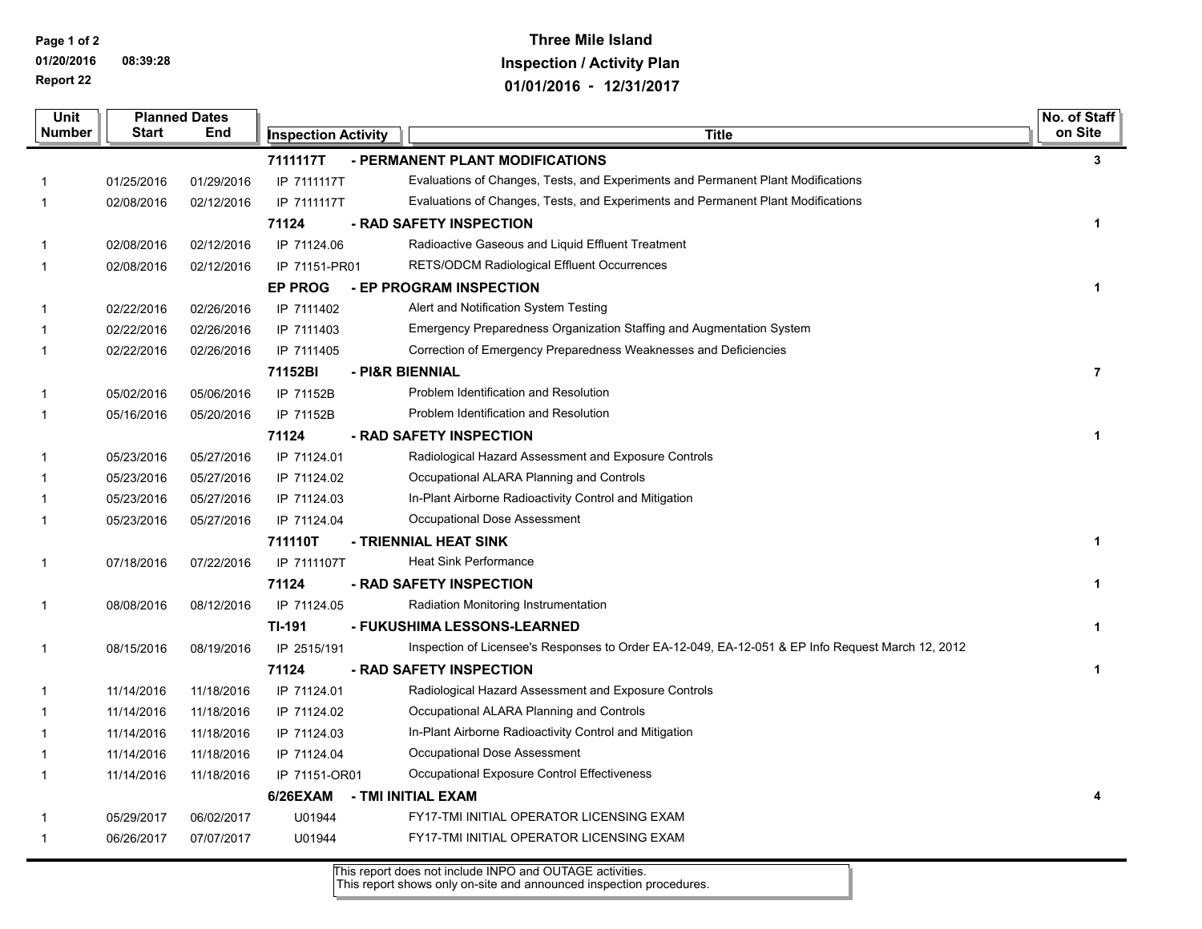# Three Mile Island
## Inspection / Activity Plan
## 01/01/2016 - 12/31/2017

01/20/2016 08:39:28

Report 22

| Unit Number | Planned Dates Start | End | Inspection Activity | Title | No. of Staff on Site |
|---|---|---|---|---|---|
| | | | **7111117T** | **- PERMANENT PLANT MODIFICATIONS** | **3** |
| 1 | 01/25/2016 | 01/29/2016 | IP 7111117T | Evaluations of Changes, Tests, and Experiments and Permanent Plant Modifications | |
| 1 | 02/08/2016 | 02/12/2016 | IP 7111117T | Evaluations of Changes, Tests, and Experiments and Permanent Plant Modifications | |
| | | | **71124** | **- RAD SAFETY INSPECTION** | **1** |
| 1 | 02/08/2016 | 02/12/2016 | IP 71124.06 | Radioactive Gaseous and Liquid Effluent Treatment | |
| 1 | 02/08/2016 | 02/12/2016 | IP 71151-PR01 | RETS/ODCM Radiological Effluent Occurrences | |
| | | | **EP PROG** | **- EP PROGRAM INSPECTION** | **1** |
| 1 | 02/22/2016 | 02/26/2016 | IP 7111402 | Alert and Notification System Testing | |
| 1 | 02/22/2016 | 02/26/2016 | IP 7111403 | Emergency Preparedness Organization Staffing and Augmentation System | |
| 1 | 02/22/2016 | 02/26/2016 | IP 7111405 | Correction of Emergency Preparedness Weaknesses and Deficiencies | |
| | | | **71152BI** | **- PI&R BIENNIAL** | **7** |
| 1 | 05/02/2016 | 05/06/2016 | IP 71152B | Problem Identification and Resolution | |
| 1 | 05/16/2016 | 05/20/2016 | IP 71152B | Problem Identification and Resolution | |
| | | | **71124** | **- RAD SAFETY INSPECTION** | **1** |
| 1 | 05/23/2016 | 05/27/2016 | IP 71124.01 | Radiological Hazard Assessment and Exposure Controls | |
| 1 | 05/23/2016 | 05/27/2016 | IP 71124.02 | Occupational ALARA Planning and Controls | |
| 1 | 05/23/2016 | 05/27/2016 | IP 71124.03 | In-Plant Airborne Radioactivity Control and Mitigation | |
| 1 | 05/23/2016 | 05/27/2016 | IP 71124.04 | Occupational Dose Assessment | |
| | | | **711110T** | **- TRIENNIAL HEAT SINK** | **1** |
| 1 | 07/18/2016 | 07/22/2016 | IP 7111107T | Heat Sink Performance | |
| | | | **71124** | **- RAD SAFETY INSPECTION** | **1** |
| 1 | 08/08/2016 | 08/12/2016 | IP 71124.05 | Radiation Monitoring Instrumentation | |
| | | | **TI-191** | **- FUKUSHIMA LESSONS-LEARNED** | **1** |
| 1 | 08/15/2016 | 08/19/2016 | IP 2515/191 | Inspection of Licensee's Responses to Order EA-12-049, EA-12-051 & EP Info Request March 12, 2012 | |
| | | | **71124** | **- RAD SAFETY INSPECTION** | **1** |
| 1 | 11/14/2016 | 11/18/2016 | IP 71124.01 | Radiological Hazard Assessment and Exposure Controls | |
| 1 | 11/14/2016 | 11/18/2016 | IP 71124.02 | Occupational ALARA Planning and Controls | |
| 1 | 11/14/2016 | 11/18/2016 | IP 71124.03 | In-Plant Airborne Radioactivity Control and Mitigation | |
| 1 | 11/14/2016 | 11/18/2016 | IP 71124.04 | Occupational Dose Assessment | |
| 1 | 11/14/2016 | 11/18/2016 | IP 71151-OR01 | Occupational Exposure Control Effectiveness | |
| | | | **6/26EXAM** | **- TMI INITIAL EXAM** | **4** |
| 1 | 05/29/2017 | 06/02/2017 | U01944 | FY17-TMI INITIAL OPERATOR LICENSING EXAM | |
| 1 | 06/26/2017 | 07/07/2017 | U01944 | FY17-TMI INITIAL OPERATOR LICENSING EXAM | |

This report does not include INPO and OUTAGE activities.
This report shows only on-site and announced inspection procedures.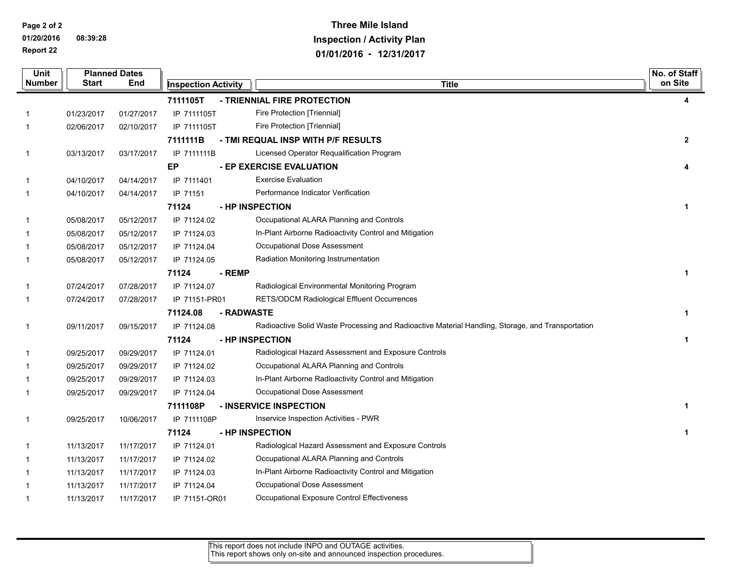# Three Mile Island

## Inspection / Activity Plan

## 01/01/2016 - 12/31/2017

| Unit Number | Planned Dates Start | End | Inspection Activity | Title | No. of Staff on Site |
|---|---|---|---|---|---|
| | | | **7111105T** | **- TRIENNIAL FIRE PROTECTION** | **4** |
| 1 | 01/23/2017 | 01/27/2017 | IP 7111105T | Fire Protection [Triennial] | |
| 1 | 02/06/2017 | 02/10/2017 | IP 7111105T | Fire Protection [Triennial] | |
| | | | **7111111B** | **- TMI REQUAL INSP WITH P/F RESULTS** | **2** |
| 1 | 03/13/2017 | 03/17/2017 | IP 7111111B | Licensed Operator Requalification Program | |
| | | | **EP** | **- EP EXERCISE EVALUATION** | **4** |
| 1 | 04/10/2017 | 04/14/2017 | IP 7111401 | Exercise Evaluation | |
| 1 | 04/10/2017 | 04/14/2017 | IP 71151 | Performance Indicator Verification | |
| | | | **71124** | **- HP INSPECTION** | **1** |
| 1 | 05/08/2017 | 05/12/2017 | IP 71124.02 | Occupational ALARA Planning and Controls | |
| 1 | 05/08/2017 | 05/12/2017 | IP 71124.03 | In-Plant Airborne Radioactivity Control and Mitigation | |
| 1 | 05/08/2017 | 05/12/2017 | IP 71124.04 | Occupational Dose Assessment | |
| 1 | 05/08/2017 | 05/12/2017 | IP 71124.05 | Radiation Monitoring Instrumentation | |
| | | | **71124** | **- REMP** | **1** |
| 1 | 07/24/2017 | 07/28/2017 | IP 71124.07 | Radiological Environmental Monitoring Program | |
| 1 | 07/24/2017 | 07/28/2017 | IP 71151-PR01 | RETS/ODCM Radiological Effluent Occurrences | |
| | | | **71124.08** | **- RADWASTE** | **1** |
| 1 | 09/11/2017 | 09/15/2017 | IP 71124.08 | Radioactive Solid Waste Processing and Radioactive Material Handling, Storage, and Transportation | |
| | | | **71124** | **- HP INSPECTION** | **1** |
| 1 | 09/25/2017 | 09/29/2017 | IP 71124.01 | Radiological Hazard Assessment and Exposure Controls | |
| 1 | 09/25/2017 | 09/29/2017 | IP 71124.02 | Occupational ALARA Planning and Controls | |
| 1 | 09/25/2017 | 09/29/2017 | IP 71124.03 | In-Plant Airborne Radioactivity Control and Mitigation | |
| 1 | 09/25/2017 | 09/29/2017 | IP 71124.04 | Occupational Dose Assessment | |
| | | | **7111108P** | **- INSERVICE INSPECTION** | **1** |
| 1 | 09/25/2017 | 10/06/2017 | IP 7111108P | Inservice Inspection Activities - PWR | |
| | | | **71124** | **- HP INSPECTION** | **1** |
| 1 | 11/13/2017 | 11/17/2017 | IP 71124.01 | Radiological Hazard Assessment and Exposure Controls | |
| 1 | 11/13/2017 | 11/17/2017 | IP 71124.02 | Occupational ALARA Planning and Controls | |
| 1 | 11/13/2017 | 11/17/2017 | IP 71124.03 | In-Plant Airborne Radioactivity Control and Mitigation | |
| 1 | 11/13/2017 | 11/17/2017 | IP 71124.04 | Occupational Dose Assessment | |
| 1 | 11/13/2017 | 11/17/2017 | IP 71151-OR01 | Occupational Exposure Control Effectiveness | |

This report does not include INPO and OUTAGE activities.
This report shows only on-site and announced inspection procedures.